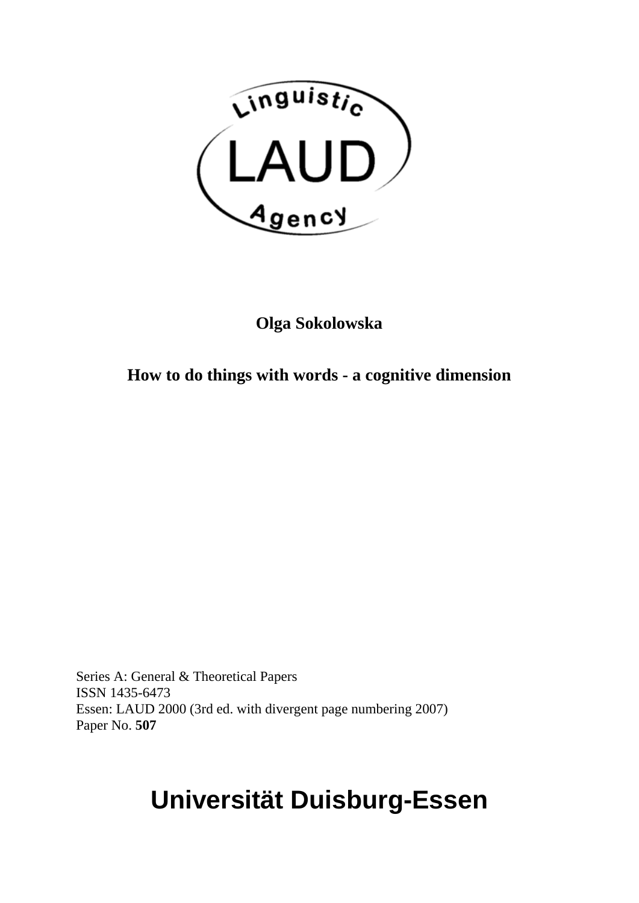Linguistic

LAUD

Agency

**Olga Sokolowska**

# How to do things with words - a cognitive dimension

Series A: General & Theoretical Papers
ISSN 1435-6473
Essen: LAUD 2000 (3rd ed. with divergent page numbering 2007)
Paper No. **507**

## Universität Duisburg-Essen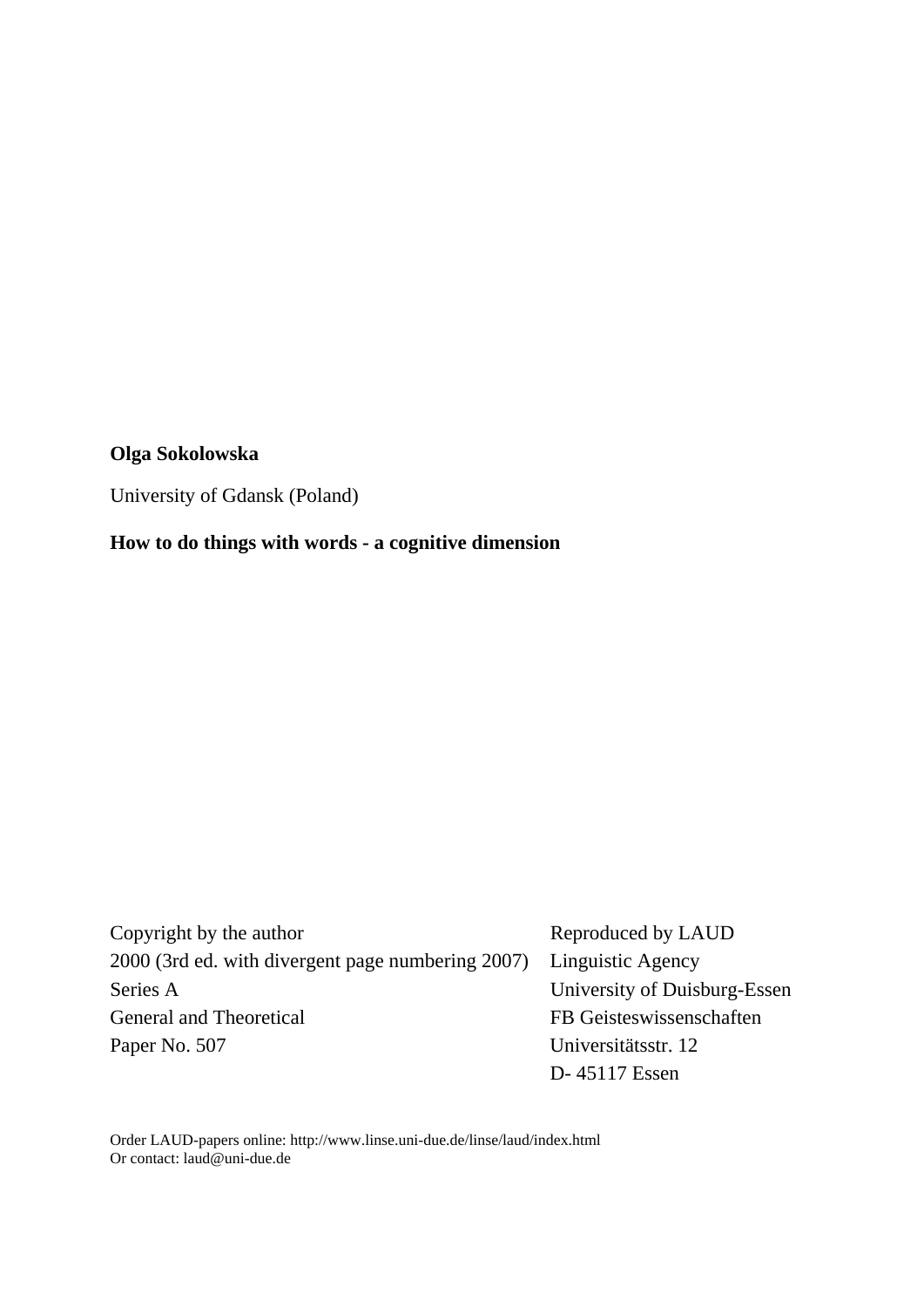**Olga Sokolowska**

University of Gdansk (Poland)

**How to do things with words - a cognitive dimension**

Copyright by the author
2000 (3rd ed. with divergent page numbering 2007)
Series A
General and Theoretical
Paper No. 507

Reproduced by LAUD
Linguistic Agency
University of Duisburg-Essen
FB Geisteswissenschaften
Universitätsstr. 12
D- 45117 Essen

Order LAUD-papers online: http://www.linse.uni-due.de/linse/laud/index.html
Or contact: laud@uni-due.de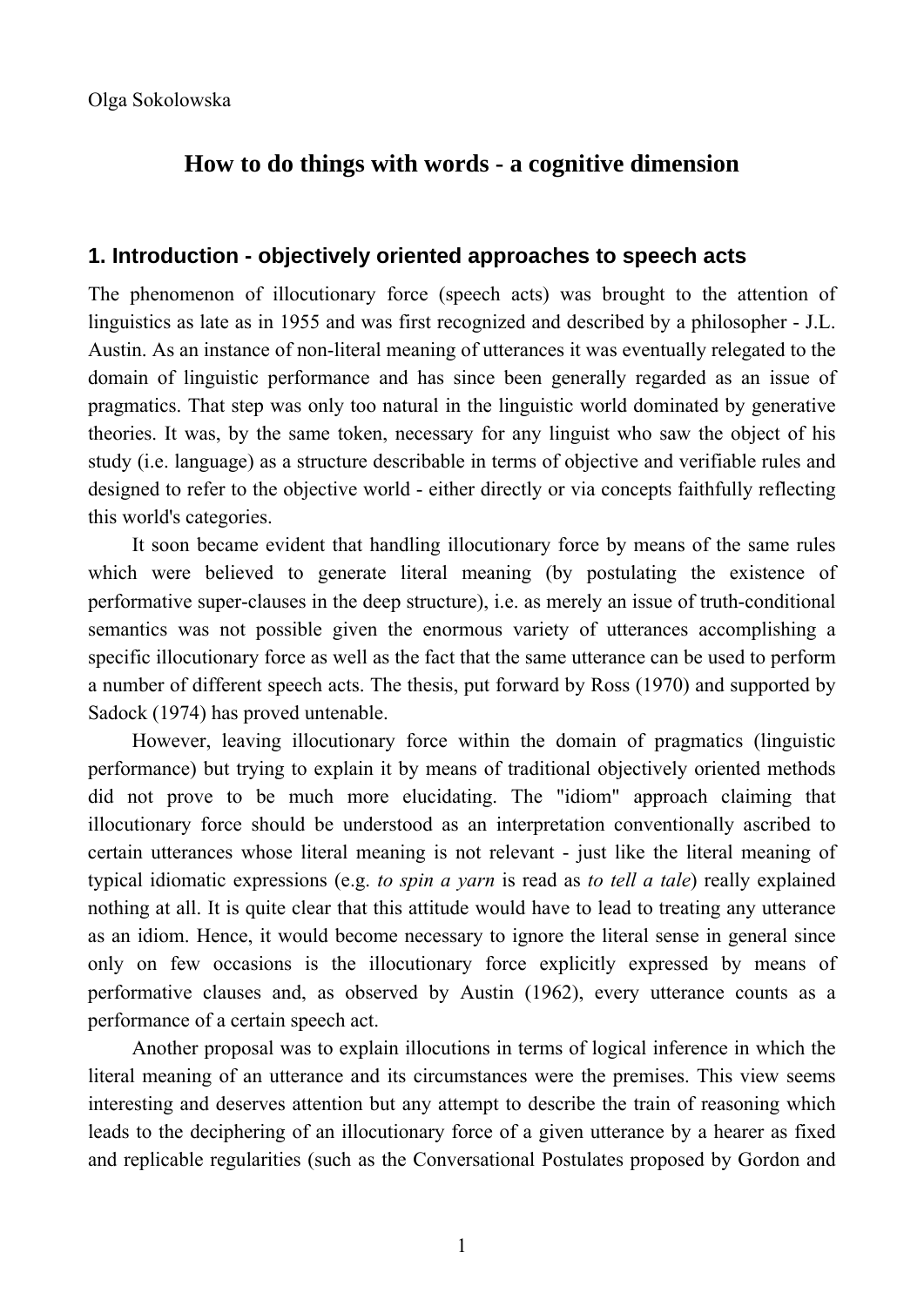Olga Sokolowska

# How to do things with words - a cognitive dimension

## 1. Introduction - objectively oriented approaches to speech acts

The phenomenon of illocutionary force (speech acts) was brought to the attention of linguistics as late as in 1955 and was first recognized and described by a philosopher - J.L. Austin. As an instance of non-literal meaning of utterances it was eventually relegated to the domain of linguistic performance and has since been generally regarded as an issue of pragmatics. That step was only too natural in the linguistic world dominated by generative theories. It was, by the same token, necessary for any linguist who saw the object of his study (i.e. language) as a structure describable in terms of objective and verifiable rules and designed to refer to the objective world - either directly or via concepts faithfully reflecting this world's categories.

It soon became evident that handling illocutionary force by means of the same rules which were believed to generate literal meaning (by postulating the existence of performative super-clauses in the deep structure), i.e. as merely an issue of truth-conditional semantics was not possible given the enormous variety of utterances accomplishing a specific illocutionary force as well as the fact that the same utterance can be used to perform a number of different speech acts. The thesis, put forward by Ross (1970) and supported by Sadock (1974) has proved untenable.

However, leaving illocutionary force within the domain of pragmatics (linguistic performance) but trying to explain it by means of traditional objectively oriented methods did not prove to be much more elucidating. The "idiom" approach claiming that illocutionary force should be understood as an interpretation conventionally ascribed to certain utterances whose literal meaning is not relevant - just like the literal meaning of typical idiomatic expressions (e.g. *to spin a yarn* is read as *to tell a tale*) really explained nothing at all. It is quite clear that this attitude would have to lead to treating any utterance as an idiom. Hence, it would become necessary to ignore the literal sense in general since only on few occasions is the illocutionary force explicitly expressed by means of performative clauses and, as observed by Austin (1962), every utterance counts as a performance of a certain speech act.

Another proposal was to explain illocutions in terms of logical inference in which the literal meaning of an utterance and its circumstances were the premises. This view seems interesting and deserves attention but any attempt to describe the train of reasoning which leads to the deciphering of an illocutionary force of a given utterance by a hearer as fixed and replicable regularities (such as the Conversational Postulates proposed by Gordon and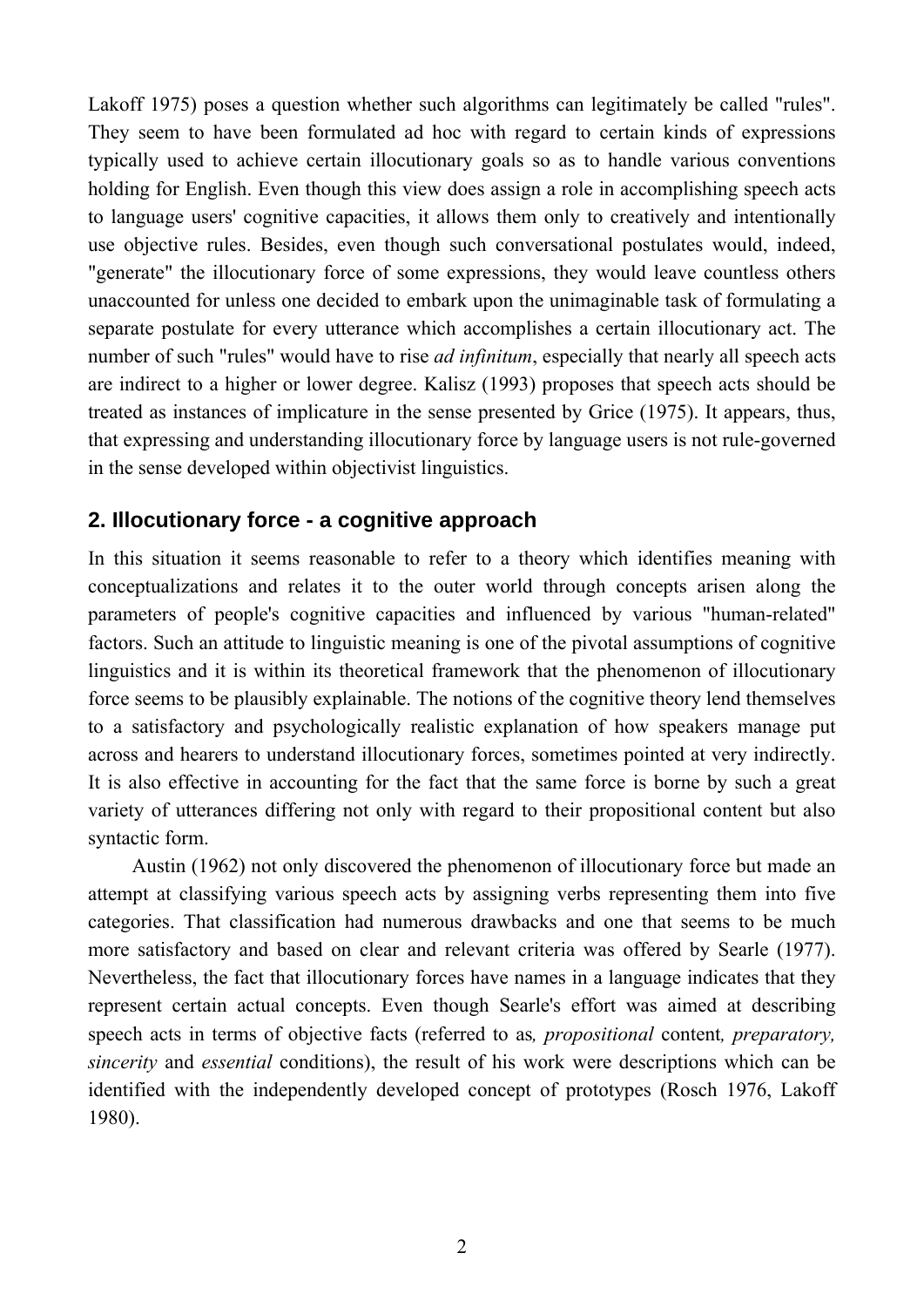Lakoff 1975) poses a question whether such algorithms can legitimately be called "rules". They seem to have been formulated ad hoc with regard to certain kinds of expressions typically used to achieve certain illocutionary goals so as to handle various conventions holding for English. Even though this view does assign a role in accomplishing speech acts to language users' cognitive capacities, it allows them only to creatively and intentionally use objective rules. Besides, even though such conversational postulates would, indeed, "generate" the illocutionary force of some expressions, they would leave countless others unaccounted for unless one decided to embark upon the unimaginable task of formulating a separate postulate for every utterance which accomplishes a certain illocutionary act. The number of such "rules" would have to rise *ad infinitum*, especially that nearly all speech acts are indirect to a higher or lower degree. Kalisz (1993) proposes that speech acts should be treated as instances of implicature in the sense presented by Grice (1975). It appears, thus, that expressing and understanding illocutionary force by language users is not rule-governed in the sense developed within objectivist linguistics.

## 2. Illocutionary force - a cognitive approach

In this situation it seems reasonable to refer to a theory which identifies meaning with conceptualizations and relates it to the outer world through concepts arisen along the parameters of people's cognitive capacities and influenced by various "human-related" factors. Such an attitude to linguistic meaning is one of the pivotal assumptions of cognitive linguistics and it is within its theoretical framework that the phenomenon of illocutionary force seems to be plausibly explainable. The notions of the cognitive theory lend themselves to a satisfactory and psychologically realistic explanation of how speakers manage put across and hearers to understand illocutionary forces, sometimes pointed at very indirectly. It is also effective in accounting for the fact that the same force is borne by such a great variety of utterances differing not only with regard to their propositional content but also syntactic form.

Austin (1962) not only discovered the phenomenon of illocutionary force but made an attempt at classifying various speech acts by assigning verbs representing them into five categories. That classification had numerous drawbacks and one that seems to be much more satisfactory and based on clear and relevant criteria was offered by Searle (1977). Nevertheless, the fact that illocutionary forces have names in a language indicates that they represent certain actual concepts. Even though Searle's effort was aimed at describing speech acts in terms of objective facts (referred to as*, propositional* content*, preparatory, sincerity* and *essential* conditions), the result of his work were descriptions which can be identified with the independently developed concept of prototypes (Rosch 1976, Lakoff 1980).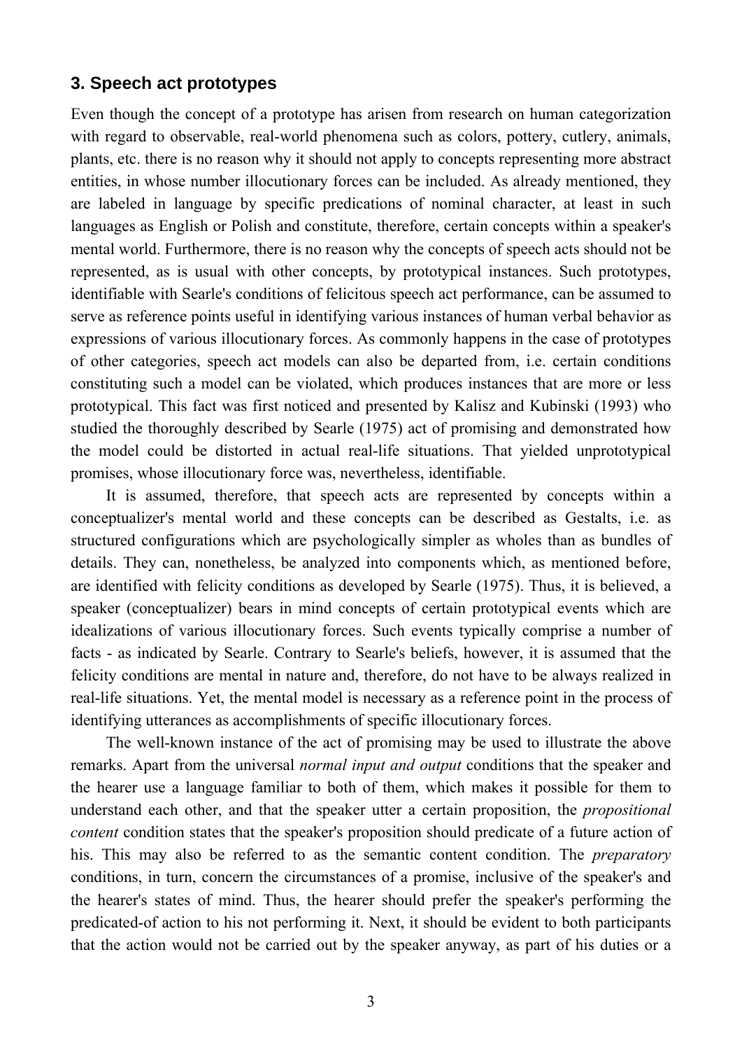## 3. Speech act prototypes

Even though the concept of a prototype has arisen from research on human categorization with regard to observable, real-world phenomena such as colors, pottery, cutlery, animals, plants, etc. there is no reason why it should not apply to concepts representing more abstract entities, in whose number illocutionary forces can be included. As already mentioned, they are labeled in language by specific predications of nominal character, at least in such languages as English or Polish and constitute, therefore, certain concepts within a speaker's mental world. Furthermore, there is no reason why the concepts of speech acts should not be represented, as is usual with other concepts, by prototypical instances. Such prototypes, identifiable with Searle's conditions of felicitous speech act performance, can be assumed to serve as reference points useful in identifying various instances of human verbal behavior as expressions of various illocutionary forces. As commonly happens in the case of prototypes of other categories, speech act models can also be departed from, i.e. certain conditions constituting such a model can be violated, which produces instances that are more or less prototypical. This fact was first noticed and presented by Kalisz and Kubinski (1993) who studied the thoroughly described by Searle (1975) act of promising and demonstrated how the model could be distorted in actual real-life situations. That yielded unprototypical promises, whose illocutionary force was, nevertheless, identifiable.

It is assumed, therefore, that speech acts are represented by concepts within a conceptualizer's mental world and these concepts can be described as Gestalts, i.e. as structured configurations which are psychologically simpler as wholes than as bundles of details. They can, nonetheless, be analyzed into components which, as mentioned before, are identified with felicity conditions as developed by Searle (1975). Thus, it is believed, a speaker (conceptualizer) bears in mind concepts of certain prototypical events which are idealizations of various illocutionary forces. Such events typically comprise a number of facts - as indicated by Searle. Contrary to Searle's beliefs, however, it is assumed that the felicity conditions are mental in nature and, therefore, do not have to be always realized in real-life situations. Yet, the mental model is necessary as a reference point in the process of identifying utterances as accomplishments of specific illocutionary forces.

The well-known instance of the act of promising may be used to illustrate the above remarks. Apart from the universal *normal input and output* conditions that the speaker and the hearer use a language familiar to both of them, which makes it possible for them to understand each other, and that the speaker utter a certain proposition, the *propositional content* condition states that the speaker's proposition should predicate of a future action of his. This may also be referred to as the semantic content condition. The *preparatory* conditions, in turn, concern the circumstances of a promise, inclusive of the speaker's and the hearer's states of mind. Thus, the hearer should prefer the speaker's performing the predicated-of action to his not performing it. Next, it should be evident to both participants that the action would not be carried out by the speaker anyway, as part of his duties or a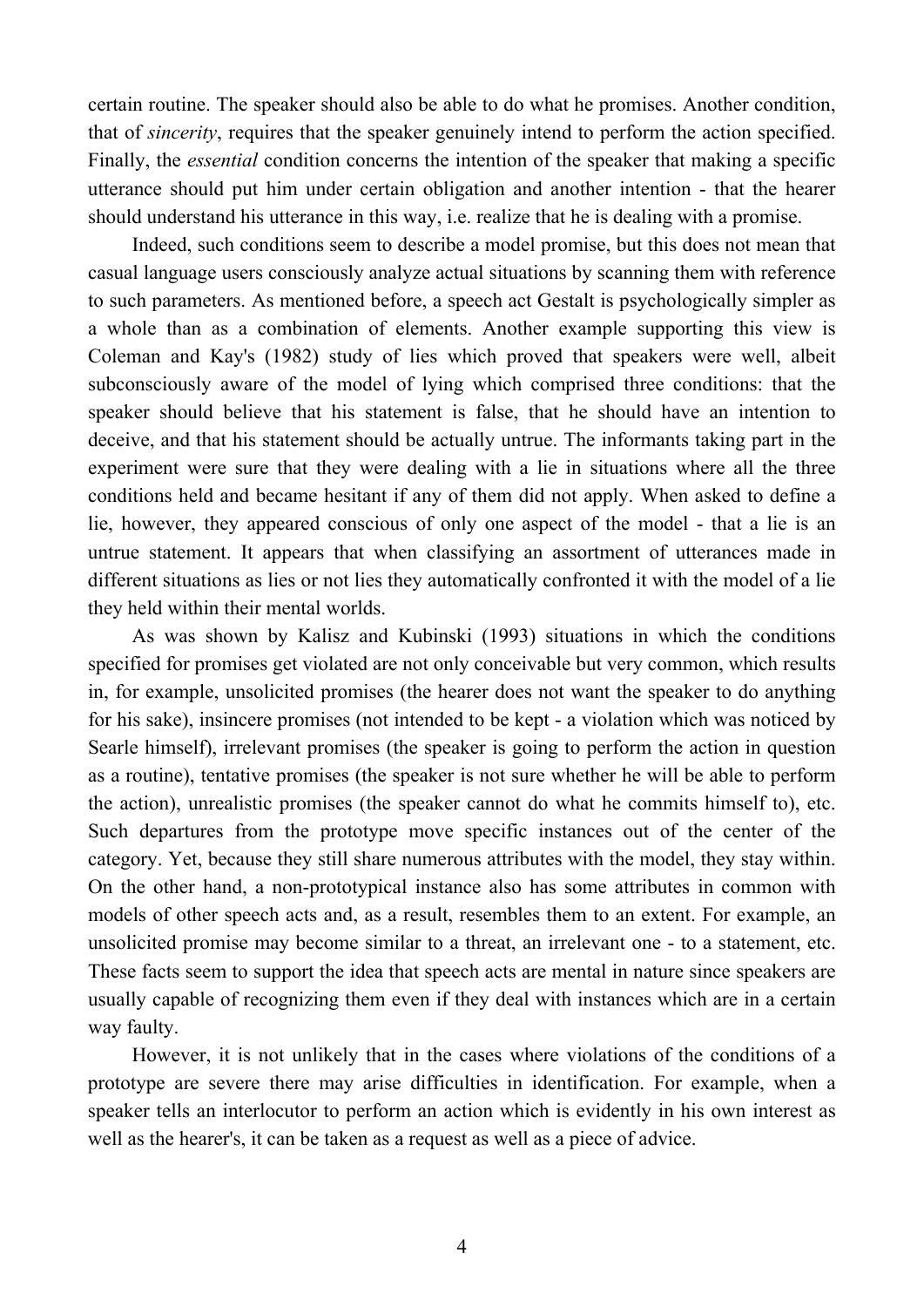certain routine. The speaker should also be able to do what he promises. Another condition, that of *sincerity*, requires that the speaker genuinely intend to perform the action specified. Finally, the *essential* condition concerns the intention of the speaker that making a specific utterance should put him under certain obligation and another intention - that the hearer should understand his utterance in this way, i.e. realize that he is dealing with a promise.

Indeed, such conditions seem to describe a model promise, but this does not mean that casual language users consciously analyze actual situations by scanning them with reference to such parameters. As mentioned before, a speech act Gestalt is psychologically simpler as a whole than as a combination of elements. Another example supporting this view is Coleman and Kay's (1982) study of lies which proved that speakers were well, albeit subconsciously aware of the model of lying which comprised three conditions: that the speaker should believe that his statement is false, that he should have an intention to deceive, and that his statement should be actually untrue. The informants taking part in the experiment were sure that they were dealing with a lie in situations where all the three conditions held and became hesitant if any of them did not apply. When asked to define a lie, however, they appeared conscious of only one aspect of the model - that a lie is an untrue statement. It appears that when classifying an assortment of utterances made in different situations as lies or not lies they automatically confronted it with the model of a lie they held within their mental worlds.

As was shown by Kalisz and Kubinski (1993) situations in which the conditions specified for promises get violated are not only conceivable but very common, which results in, for example, unsolicited promises (the hearer does not want the speaker to do anything for his sake), insincere promises (not intended to be kept - a violation which was noticed by Searle himself), irrelevant promises (the speaker is going to perform the action in question as a routine), tentative promises (the speaker is not sure whether he will be able to perform the action), unrealistic promises (the speaker cannot do what he commits himself to), etc. Such departures from the prototype move specific instances out of the center of the category. Yet, because they still share numerous attributes with the model, they stay within. On the other hand, a non-prototypical instance also has some attributes in common with models of other speech acts and, as a result, resembles them to an extent. For example, an unsolicited promise may become similar to a threat, an irrelevant one - to a statement, etc. These facts seem to support the idea that speech acts are mental in nature since speakers are usually capable of recognizing them even if they deal with instances which are in a certain way faulty.

However, it is not unlikely that in the cases where violations of the conditions of a prototype are severe there may arise difficulties in identification. For example, when a speaker tells an interlocutor to perform an action which is evidently in his own interest as well as the hearer's, it can be taken as a request as well as a piece of advice.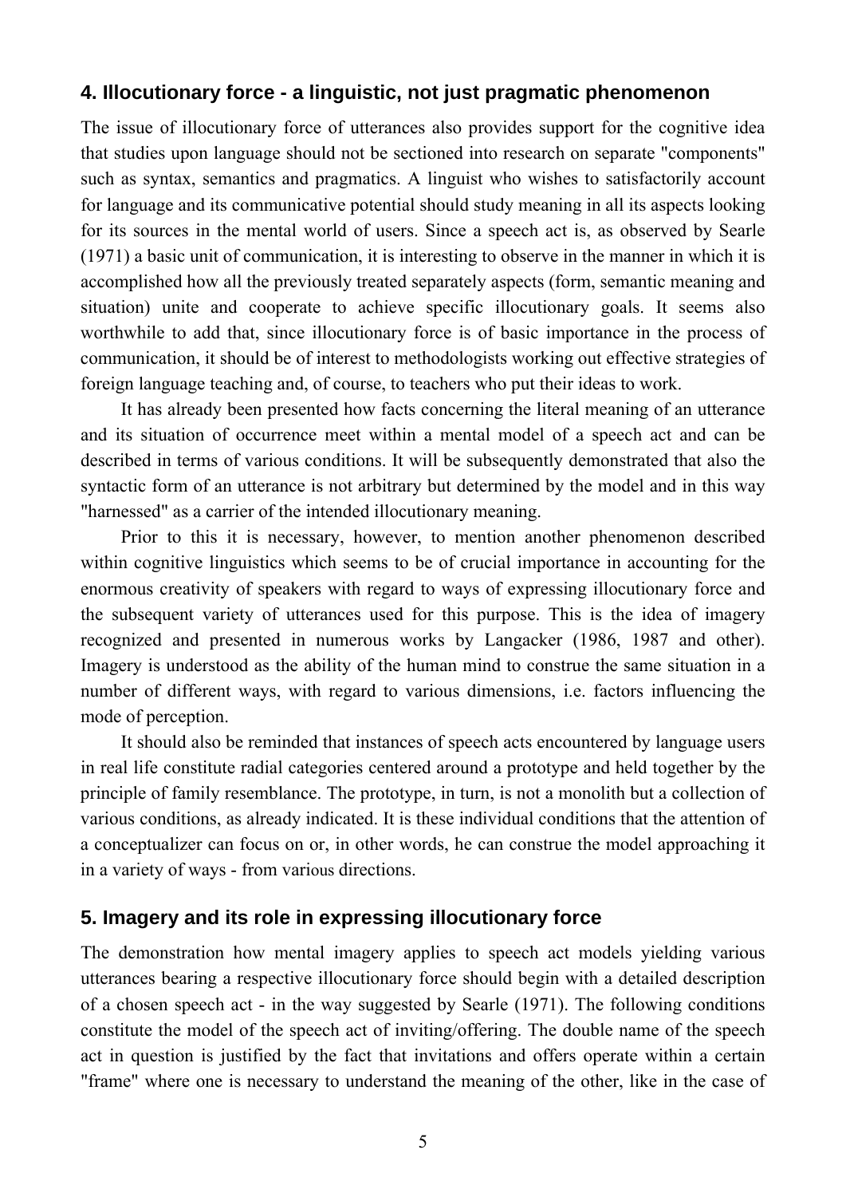## 4. Illocutionary force - a linguistic, not just pragmatic phenomenon

The issue of illocutionary force of utterances also provides support for the cognitive idea that studies upon language should not be sectioned into research on separate "components" such as syntax, semantics and pragmatics. A linguist who wishes to satisfactorily account for language and its communicative potential should study meaning in all its aspects looking for its sources in the mental world of users. Since a speech act is, as observed by Searle (1971) a basic unit of communication, it is interesting to observe in the manner in which it is accomplished how all the previously treated separately aspects (form, semantic meaning and situation) unite and cooperate to achieve specific illocutionary goals. It seems also worthwhile to add that, since illocutionary force is of basic importance in the process of communication, it should be of interest to methodologists working out effective strategies of foreign language teaching and, of course, to teachers who put their ideas to work.

It has already been presented how facts concerning the literal meaning of an utterance and its situation of occurrence meet within a mental model of a speech act and can be described in terms of various conditions. It will be subsequently demonstrated that also the syntactic form of an utterance is not arbitrary but determined by the model and in this way "harnessed" as a carrier of the intended illocutionary meaning.

Prior to this it is necessary, however, to mention another phenomenon described within cognitive linguistics which seems to be of crucial importance in accounting for the enormous creativity of speakers with regard to ways of expressing illocutionary force and the subsequent variety of utterances used for this purpose. This is the idea of imagery recognized and presented in numerous works by Langacker (1986, 1987 and other). Imagery is understood as the ability of the human mind to construe the same situation in a number of different ways, with regard to various dimensions, i.e. factors influencing the mode of perception.

It should also be reminded that instances of speech acts encountered by language users in real life constitute radial categories centered around a prototype and held together by the principle of family resemblance. The prototype, in turn, is not a monolith but a collection of various conditions, as already indicated. It is these individual conditions that the attention of a conceptualizer can focus on or, in other words, he can construe the model approaching it in a variety of ways - from various directions.

## 5. Imagery and its role in expressing illocutionary force

The demonstration how mental imagery applies to speech act models yielding various utterances bearing a respective illocutionary force should begin with a detailed description of a chosen speech act - in the way suggested by Searle (1971). The following conditions constitute the model of the speech act of inviting/offering. The double name of the speech act in question is justified by the fact that invitations and offers operate within a certain "frame" where one is necessary to understand the meaning of the other, like in the case of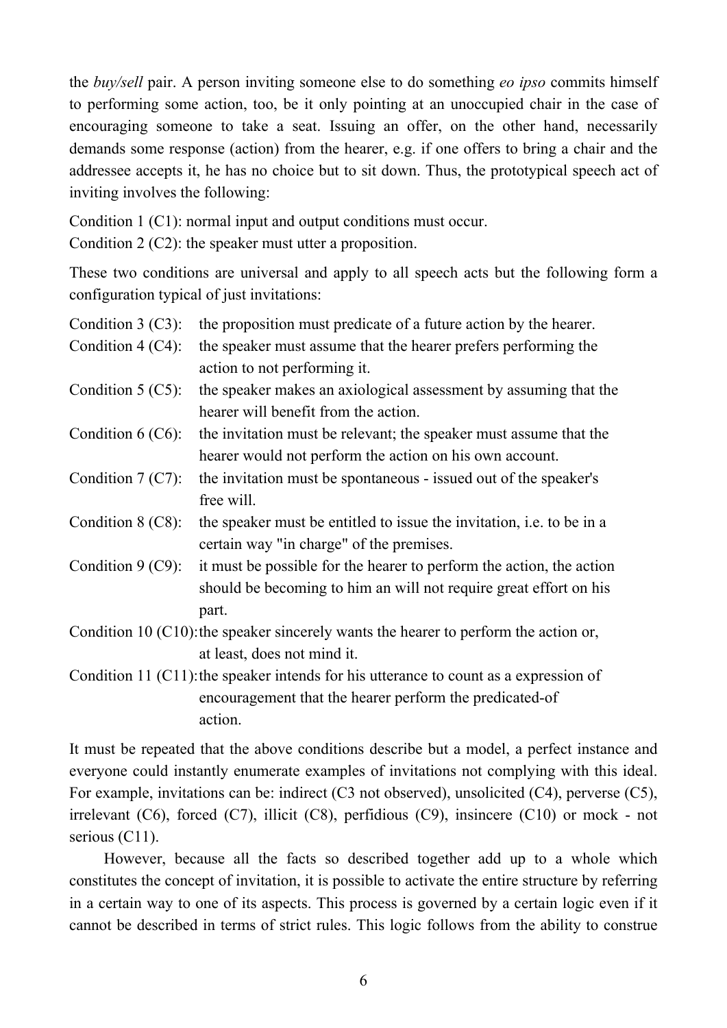the *buy/sell* pair. A person inviting someone else to do something *eo ipso* commits himself to performing some action, too, be it only pointing at an unoccupied chair in the case of encouraging someone to take a seat. Issuing an offer, on the other hand, necessarily demands some response (action) from the hearer, e.g. if one offers to bring a chair and the addressee accepts it, he has no choice but to sit down. Thus, the prototypical speech act of inviting involves the following:

Condition 1 (C1): normal input and output conditions must occur.
Condition 2 (C2): the speaker must utter a proposition.

These two conditions are universal and apply to all speech acts but the following form a configuration typical of just invitations:

Condition 3 (C3): the proposition must predicate of a future action by the hearer.
Condition 4 (C4): the speaker must assume that the hearer prefers performing the action to not performing it.
Condition 5 (C5): the speaker makes an axiological assessment by assuming that the hearer will benefit from the action.
Condition 6 (C6): the invitation must be relevant; the speaker must assume that the hearer would not perform the action on his own account.
Condition 7 (C7): the invitation must be spontaneous - issued out of the speaker's free will.
Condition 8 (C8): the speaker must be entitled to issue the invitation, i.e. to be in a certain way "in charge" of the premises.
Condition 9 (C9): it must be possible for the hearer to perform the action, the action should be becoming to him an will not require great effort on his part.
Condition 10 (C10): the speaker sincerely wants the hearer to perform the action or, at least, does not mind it.
Condition 11 (C11): the speaker intends for his utterance to count as a expression of encouragement that the hearer perform the predicated-of action.

It must be repeated that the above conditions describe but a model, a perfect instance and everyone could instantly enumerate examples of invitations not complying with this ideal. For example, invitations can be: indirect (C3 not observed), unsolicited (C4), perverse (C5), irrelevant (C6), forced (C7), illicit (C8), perfidious (C9), insincere (C10) or mock - not serious (C11).

However, because all the facts so described together add up to a whole which constitutes the concept of invitation, it is possible to activate the entire structure by referring in a certain way to one of its aspects. This process is governed by a certain logic even if it cannot be described in terms of strict rules. This logic follows from the ability to construe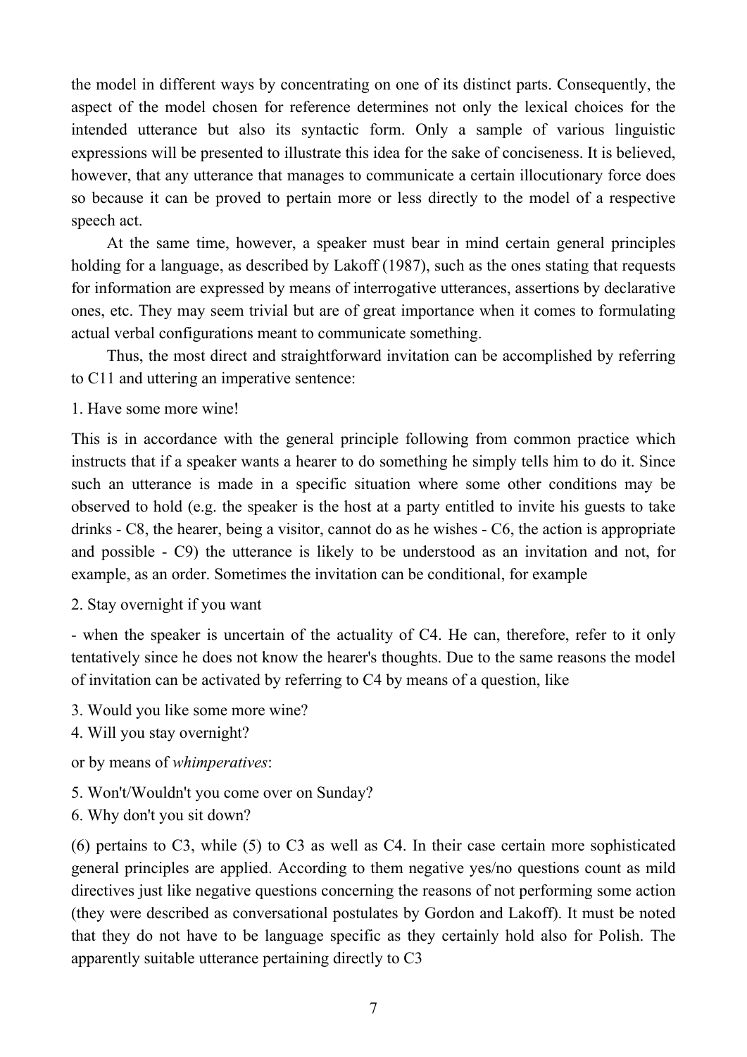the model in different ways by concentrating on one of its distinct parts. Consequently, the aspect of the model chosen for reference determines not only the lexical choices for the intended utterance but also its syntactic form. Only a sample of various linguistic expressions will be presented to illustrate this idea for the sake of conciseness. It is believed, however, that any utterance that manages to communicate a certain illocutionary force does so because it can be proved to pertain more or less directly to the model of a respective speech act.

At the same time, however, a speaker must bear in mind certain general principles holding for a language, as described by Lakoff (1987), such as the ones stating that requests for information are expressed by means of interrogative utterances, assertions by declarative ones, etc. They may seem trivial but are of great importance when it comes to formulating actual verbal configurations meant to communicate something.

Thus, the most direct and straightforward invitation can be accomplished by referring to C11 and uttering an imperative sentence:

1. Have some more wine!

This is in accordance with the general principle following from common practice which instructs that if a speaker wants a hearer to do something he simply tells him to do it. Since such an utterance is made in a specific situation where some other conditions may be observed to hold (e.g. the speaker is the host at a party entitled to invite his guests to take drinks - C8, the hearer, being a visitor, cannot do as he wishes - C6, the action is appropriate and possible - C9) the utterance is likely to be understood as an invitation and not, for example, as an order. Sometimes the invitation can be conditional, for example

2. Stay overnight if you want

- when the speaker is uncertain of the actuality of C4. He can, therefore, refer to it only tentatively since he does not know the hearer's thoughts. Due to the same reasons the model of invitation can be activated by referring to C4 by means of a question, like

3. Would you like some more wine?
4. Will you stay overnight?

or by means of *whimperatives*:

5. Won't/Wouldn't you come over on Sunday?
6. Why don't you sit down?

(6) pertains to C3, while (5) to C3 as well as C4. In their case certain more sophisticated general principles are applied. According to them negative yes/no questions count as mild directives just like negative questions concerning the reasons of not performing some action (they were described as conversational postulates by Gordon and Lakoff). It must be noted that they do not have to be language specific as they certainly hold also for Polish. The apparently suitable utterance pertaining directly to C3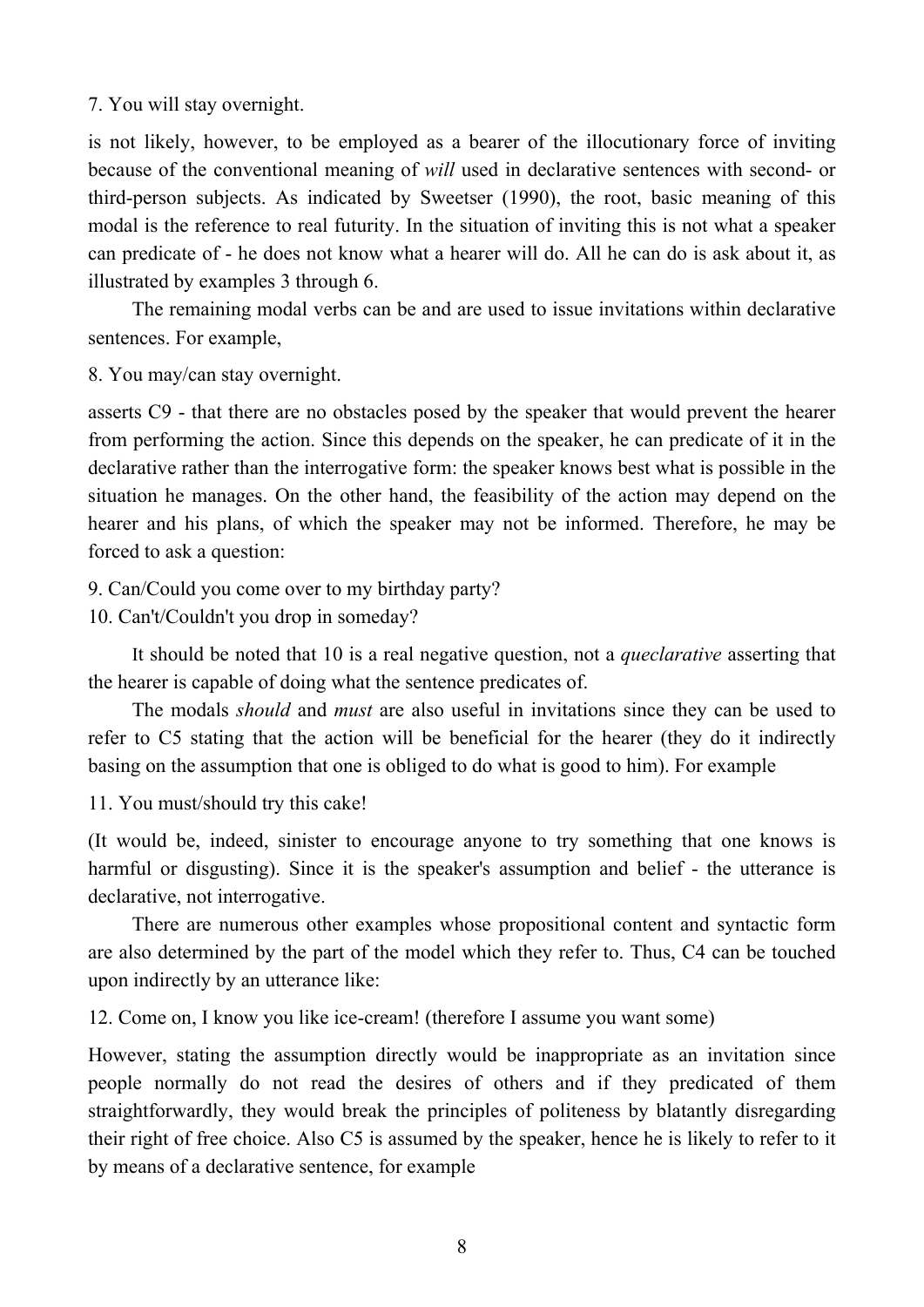7. You will stay overnight.

is not likely, however, to be employed as a bearer of the illocutionary force of inviting because of the conventional meaning of *will* used in declarative sentences with second- or third-person subjects. As indicated by Sweetser (1990), the root, basic meaning of this modal is the reference to real futurity. In the situation of inviting this is not what a speaker can predicate of - he does not know what a hearer will do. All he can do is ask about it, as illustrated by examples 3 through 6.

The remaining modal verbs can be and are used to issue invitations within declarative sentences. For example,

8. You may/can stay overnight.

asserts C9 - that there are no obstacles posed by the speaker that would prevent the hearer from performing the action. Since this depends on the speaker, he can predicate of it in the declarative rather than the interrogative form: the speaker knows best what is possible in the situation he manages. On the other hand, the feasibility of the action may depend on the hearer and his plans, of which the speaker may not be informed. Therefore, he may be forced to ask a question:

9. Can/Could you come over to my birthday party?
10. Can't/Couldn't you drop in someday?

It should be noted that 10 is a real negative question, not a *queclarative* asserting that the hearer is capable of doing what the sentence predicates of.

The modals *should* and *must* are also useful in invitations since they can be used to refer to C5 stating that the action will be beneficial for the hearer (they do it indirectly basing on the assumption that one is obliged to do what is good to him). For example

11. You must/should try this cake!

(It would be, indeed, sinister to encourage anyone to try something that one knows is harmful or disgusting). Since it is the speaker's assumption and belief - the utterance is declarative, not interrogative.

There are numerous other examples whose propositional content and syntactic form are also determined by the part of the model which they refer to. Thus, C4 can be touched upon indirectly by an utterance like:

12. Come on, I know you like ice-cream! (therefore I assume you want some)

However, stating the assumption directly would be inappropriate as an invitation since people normally do not read the desires of others and if they predicated of them straightforwardly, they would break the principles of politeness by blatantly disregarding their right of free choice. Also C5 is assumed by the speaker, hence he is likely to refer to it by means of a declarative sentence, for example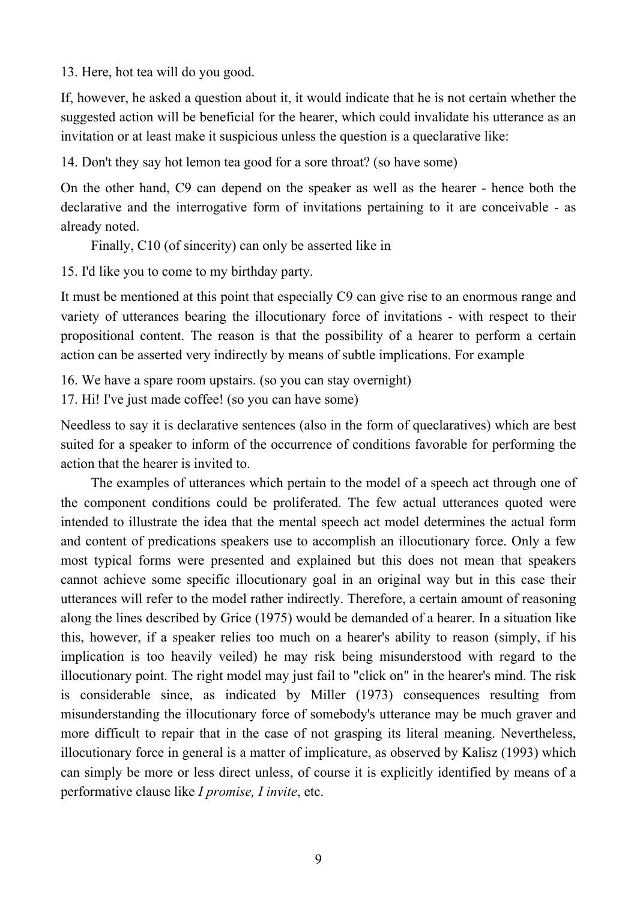13. Here, hot tea will do you good.

If, however, he asked a question about it, it would indicate that he is not certain whether the suggested action will be beneficial for the hearer, which could invalidate his utterance as an invitation or at least make it suspicious unless the question is a queclarative like:

14. Don't they say hot lemon tea good for a sore throat? (so have some)

On the other hand, C9 can depend on the speaker as well as the hearer - hence both the declarative and the interrogative form of invitations pertaining to it are conceivable - as already noted.

Finally, C10 (of sincerity) can only be asserted like in

15. I'd like you to come to my birthday party.

It must be mentioned at this point that especially C9 can give rise to an enormous range and variety of utterances bearing the illocutionary force of invitations - with respect to their propositional content. The reason is that the possibility of a hearer to perform a certain action can be asserted very indirectly by means of subtle implications. For example

16. We have a spare room upstairs. (so you can stay overnight)
17. Hi! I've just made coffee! (so you can have some)

Needless to say it is declarative sentences (also in the form of queclaratives) which are best suited for a speaker to inform of the occurrence of conditions favorable for performing the action that the hearer is invited to.

The examples of utterances which pertain to the model of a speech act through one of the component conditions could be proliferated. The few actual utterances quoted were intended to illustrate the idea that the mental speech act model determines the actual form and content of predications speakers use to accomplish an illocutionary force. Only a few most typical forms were presented and explained but this does not mean that speakers cannot achieve some specific illocutionary goal in an original way but in this case their utterances will refer to the model rather indirectly. Therefore, a certain amount of reasoning along the lines described by Grice (1975) would be demanded of a hearer. In a situation like this, however, if a speaker relies too much on a hearer's ability to reason (simply, if his implication is too heavily veiled) he may risk being misunderstood with regard to the illocutionary point. The right model may just fail to "click on" in the hearer's mind. The risk is considerable since, as indicated by Miller (1973) consequences resulting from misunderstanding the illocutionary force of somebody's utterance may be much graver and more difficult to repair that in the case of not grasping its literal meaning. Nevertheless, illocutionary force in general is a matter of implicature, as observed by Kalisz (1993) which can simply be more or less direct unless, of course it is explicitly identified by means of a performative clause like *I promise, I invite*, etc.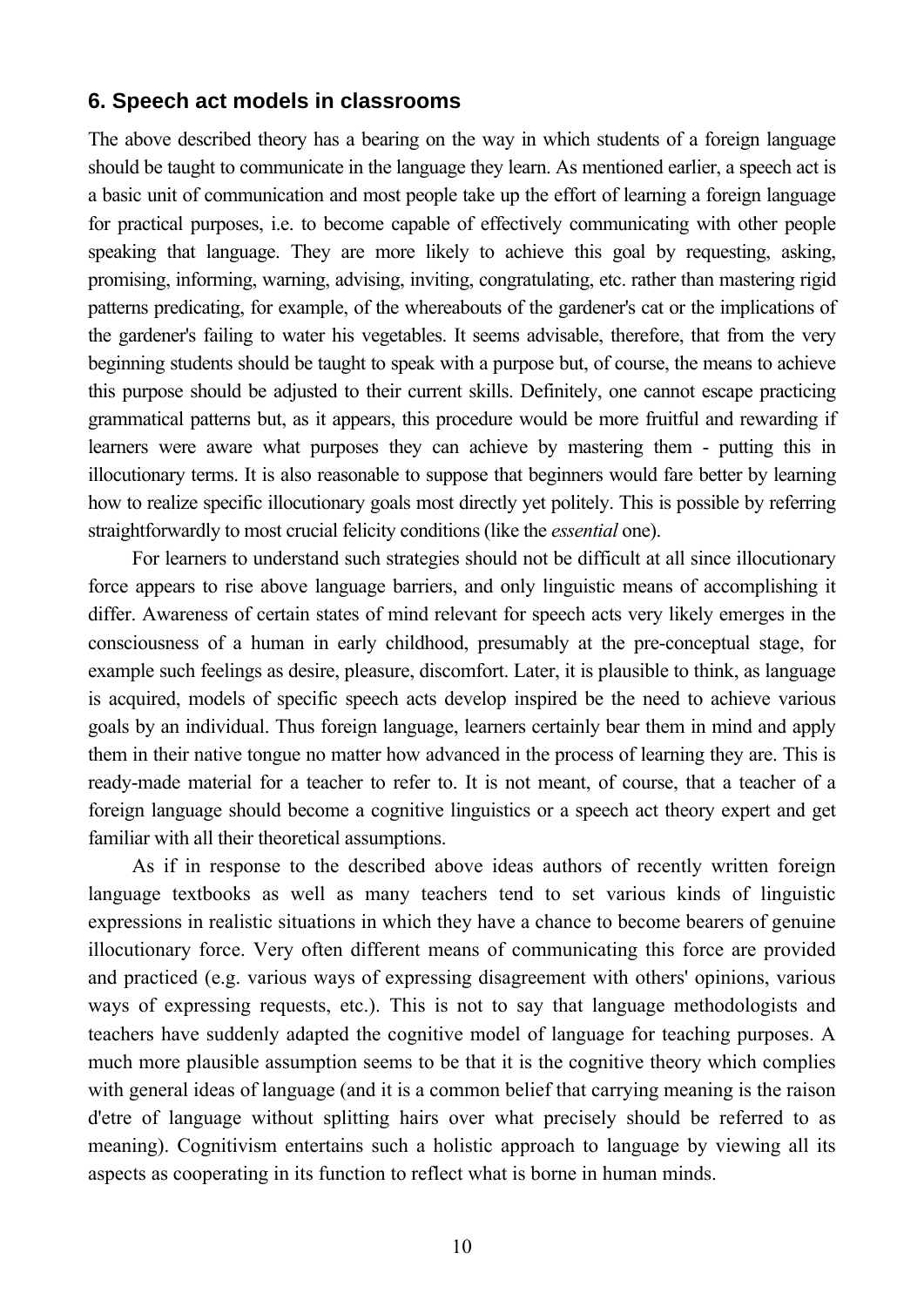## 6. Speech act models in classrooms

The above described theory has a bearing on the way in which students of a foreign language should be taught to communicate in the language they learn. As mentioned earlier, a speech act is a basic unit of communication and most people take up the effort of learning a foreign language for practical purposes, i.e. to become capable of effectively communicating with other people speaking that language. They are more likely to achieve this goal by requesting, asking, promising, informing, warning, advising, inviting, congratulating, etc. rather than mastering rigid patterns predicating, for example, of the whereabouts of the gardener's cat or the implications of the gardener's failing to water his vegetables. It seems advisable, therefore, that from the very beginning students should be taught to speak with a purpose but, of course, the means to achieve this purpose should be adjusted to their current skills. Definitely, one cannot escape practicing grammatical patterns but, as it appears, this procedure would be more fruitful and rewarding if learners were aware what purposes they can achieve by mastering them - putting this in illocutionary terms. It is also reasonable to suppose that beginners would fare better by learning how to realize specific illocutionary goals most directly yet politely. This is possible by referring straightforwardly to most crucial felicity conditions (like the *essential* one).

For learners to understand such strategies should not be difficult at all since illocutionary force appears to rise above language barriers, and only linguistic means of accomplishing it differ. Awareness of certain states of mind relevant for speech acts very likely emerges in the consciousness of a human in early childhood, presumably at the pre-conceptual stage, for example such feelings as desire, pleasure, discomfort. Later, it is plausible to think, as language is acquired, models of specific speech acts develop inspired be the need to achieve various goals by an individual. Thus foreign language, learners certainly bear them in mind and apply them in their native tongue no matter how advanced in the process of learning they are. This is ready-made material for a teacher to refer to. It is not meant, of course, that a teacher of a foreign language should become a cognitive linguistics or a speech act theory expert and get familiar with all their theoretical assumptions.

As if in response to the described above ideas authors of recently written foreign language textbooks as well as many teachers tend to set various kinds of linguistic expressions in realistic situations in which they have a chance to become bearers of genuine illocutionary force. Very often different means of communicating this force are provided and practiced (e.g. various ways of expressing disagreement with others' opinions, various ways of expressing requests, etc.). This is not to say that language methodologists and teachers have suddenly adapted the cognitive model of language for teaching purposes. A much more plausible assumption seems to be that it is the cognitive theory which complies with general ideas of language (and it is a common belief that carrying meaning is the raison d'etre of language without splitting hairs over what precisely should be referred to as meaning). Cognitivism entertains such a holistic approach to language by viewing all its aspects as cooperating in its function to reflect what is borne in human minds.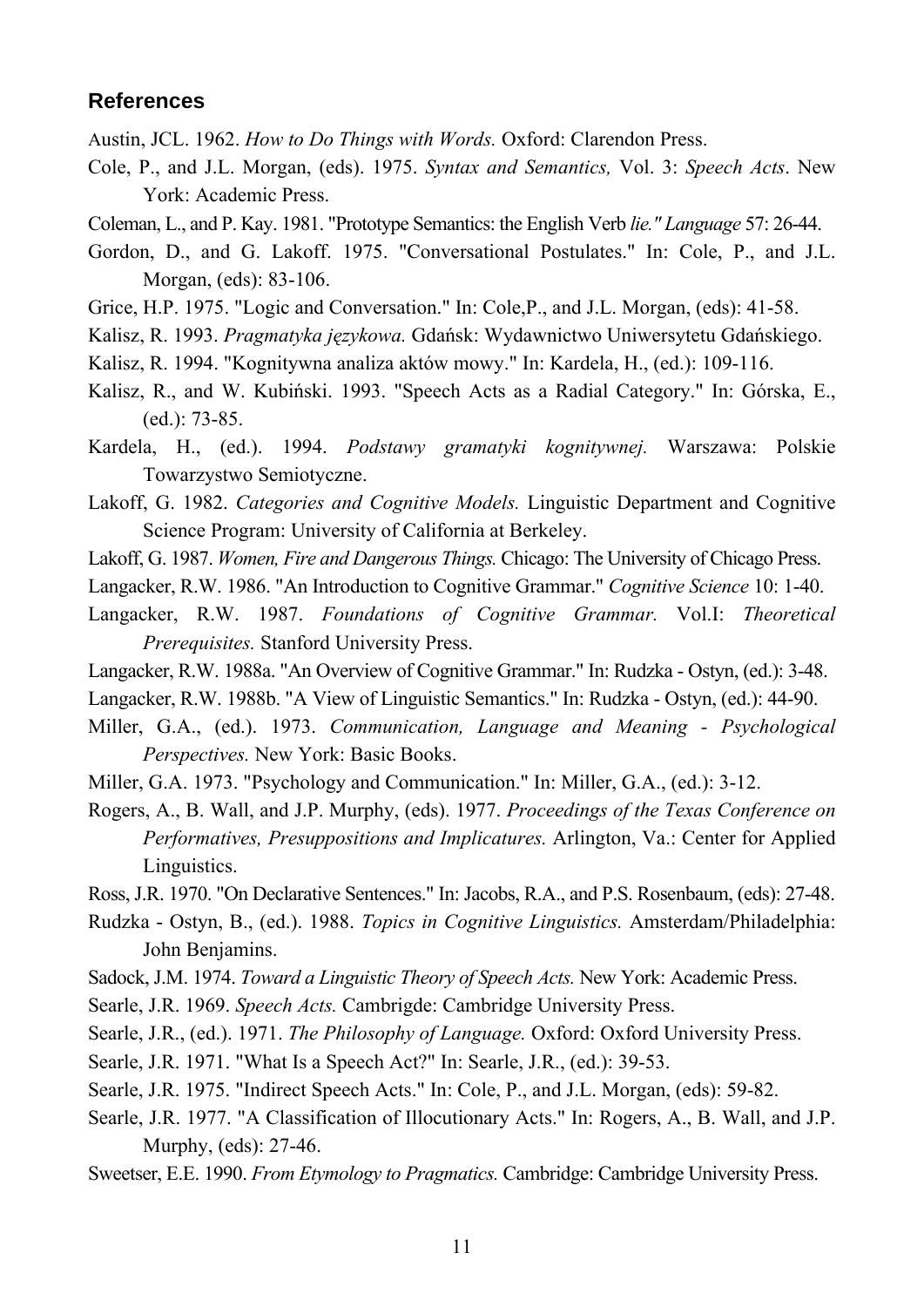## References

Austin, JCL. 1962. *How to Do Things with Words.* Oxford: Clarendon Press.

Cole, P., and J.L. Morgan, (eds). 1975. *Syntax and Semantics,* Vol. 3: *Speech Acts*. New York: Academic Press.

Coleman, L., and P. Kay. 1981. "Prototype Semantics: the English Verb *lie." Language* 57: 26-44.

Gordon, D., and G. Lakoff. 1975. "Conversational Postulates." In: Cole, P., and J.L. Morgan, (eds): 83-106.

Grice, H.P. 1975. "Logic and Conversation." In: Cole,P., and J.L. Morgan, (eds): 41-58.

Kalisz, R. 1993. *Pragmatyka językowa.* Gdańsk: Wydawnictwo Uniwersytetu Gdańskiego.

Kalisz, R. 1994. "Kognitywna analiza aktów mowy." In: Kardela, H., (ed.): 109-116.

Kalisz, R., and W. Kubiński. 1993. "Speech Acts as a Radial Category." In: Górska, E., (ed.): 73-85.

Kardela, H., (ed.). 1994. *Podstawy gramatyki kognitywnej.* Warszawa: Polskie Towarzystwo Semiotyczne.

Lakoff, G. 1982. *Categories and Cognitive Models.* Linguistic Department and Cognitive Science Program: University of California at Berkeley.

Lakoff, G. 1987. *Women, Fire and Dangerous Things.* Chicago: The University of Chicago Press.

Langacker, R.W. 1986. "An Introduction to Cognitive Grammar." *Cognitive Science* 10: 1-40.

Langacker, R.W. 1987. *Foundations of Cognitive Grammar.* Vol.I: *Theoretical Prerequisites.* Stanford University Press.

Langacker, R.W. 1988a. "An Overview of Cognitive Grammar." In: Rudzka - Ostyn, (ed.): 3-48.

Langacker, R.W. 1988b. "A View of Linguistic Semantics." In: Rudzka - Ostyn, (ed.): 44-90.

Miller, G.A., (ed.). 1973. *Communication, Language and Meaning - Psychological Perspectives.* New York: Basic Books.

Miller, G.A. 1973. "Psychology and Communication." In: Miller, G.A., (ed.): 3-12.

Rogers, A., B. Wall, and J.P. Murphy, (eds). 1977. *Proceedings of the Texas Conference on Performatives, Presuppositions and Implicatures.* Arlington, Va.: Center for Applied Linguistics.

Ross, J.R. 1970. "On Declarative Sentences." In: Jacobs, R.A., and P.S. Rosenbaum, (eds): 27-48.

Rudzka - Ostyn, B., (ed.). 1988. *Topics in Cognitive Linguistics.* Amsterdam/Philadelphia: John Benjamins.

Sadock, J.M. 1974. *Toward a Linguistic Theory of Speech Acts.* New York: Academic Press.

Searle, J.R. 1969. *Speech Acts.* Cambrigde: Cambridge University Press.

Searle, J.R., (ed.). 1971. *The Philosophy of Language.* Oxford: Oxford University Press.

Searle, J.R. 1971. "What Is a Speech Act?" In: Searle, J.R., (ed.): 39-53.

Searle, J.R. 1975. "Indirect Speech Acts." In: Cole, P., and J.L. Morgan, (eds): 59-82.

Searle, J.R. 1977. "A Classification of Illocutionary Acts." In: Rogers, A., B. Wall, and J.P. Murphy, (eds): 27-46.

Sweetser, E.E. 1990. *From Etymology to Pragmatics.* Cambridge: Cambridge University Press.